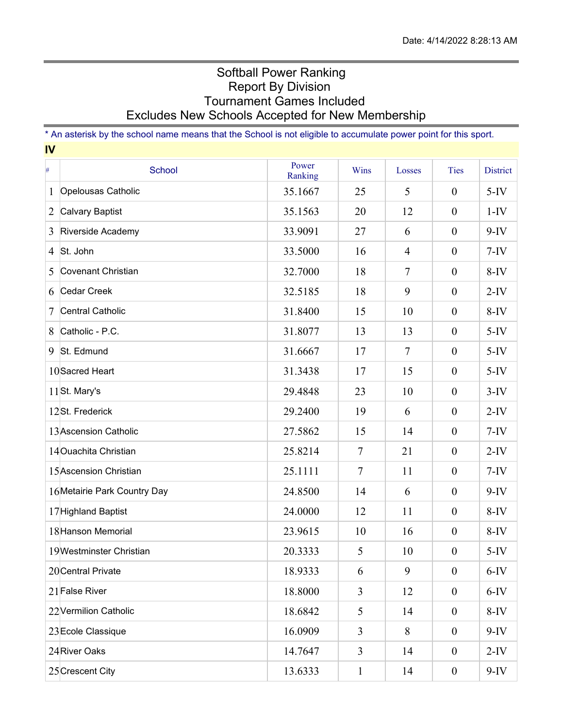Date: 4/14/2022 8:28:13 AM

# Softball Power Ranking
## Report By Division
## Tournament Games Included
## Excludes New Schools Accepted for New Membership

* An asterisk by the school name means that the School is not eligible to accumulate power point for this sport.

**IV**

| # | School | Power Ranking | Wins | Losses | Ties | District |
|---|---|---|---|---|---|---|
| 1 | Opelousas Catholic | 35.1667 | 25 | 5 | 0 | 5-IV |
| 2 | Calvary Baptist | 35.1563 | 20 | 12 | 0 | 1-IV |
| 3 | Riverside Academy | 33.9091 | 27 | 6 | 0 | 9-IV |
| 4 | St. John | 33.5000 | 16 | 4 | 0 | 7-IV |
| 5 | Covenant Christian | 32.7000 | 18 | 7 | 0 | 8-IV |
| 6 | Cedar Creek | 32.5185 | 18 | 9 | 0 | 2-IV |
| 7 | Central Catholic | 31.8400 | 15 | 10 | 0 | 8-IV |
| 8 | Catholic - P.C. | 31.8077 | 13 | 13 | 0 | 5-IV |
| 9 | St. Edmund | 31.6667 | 17 | 7 | 0 | 5-IV |
| 10 | Sacred Heart | 31.3438 | 17 | 15 | 0 | 5-IV |
| 11 | St. Mary's | 29.4848 | 23 | 10 | 0 | 3-IV |
| 12 | St. Frederick | 29.2400 | 19 | 6 | 0 | 2-IV |
| 13 | Ascension Catholic | 27.5862 | 15 | 14 | 0 | 7-IV |
| 14 | Ouachita Christian | 25.8214 | 7 | 21 | 0 | 2-IV |
| 15 | Ascension Christian | 25.1111 | 7 | 11 | 0 | 7-IV |
| 16 | Metairie Park Country Day | 24.8500 | 14 | 6 | 0 | 9-IV |
| 17 | Highland Baptist | 24.0000 | 12 | 11 | 0 | 8-IV |
| 18 | Hanson Memorial | 23.9615 | 10 | 16 | 0 | 8-IV |
| 19 | Westminster Christian | 20.3333 | 5 | 10 | 0 | 5-IV |
| 20 | Central Private | 18.9333 | 6 | 9 | 0 | 6-IV |
| 21 | False River | 18.8000 | 3 | 12 | 0 | 6-IV |
| 22 | Vermilion Catholic | 18.6842 | 5 | 14 | 0 | 8-IV |
| 23 | Ecole Classique | 16.0909 | 3 | 8 | 0 | 9-IV |
| 24 | River Oaks | 14.7647 | 3 | 14 | 0 | 2-IV |
| 25 | Crescent City | 13.6333 | 1 | 14 | 0 | 9-IV |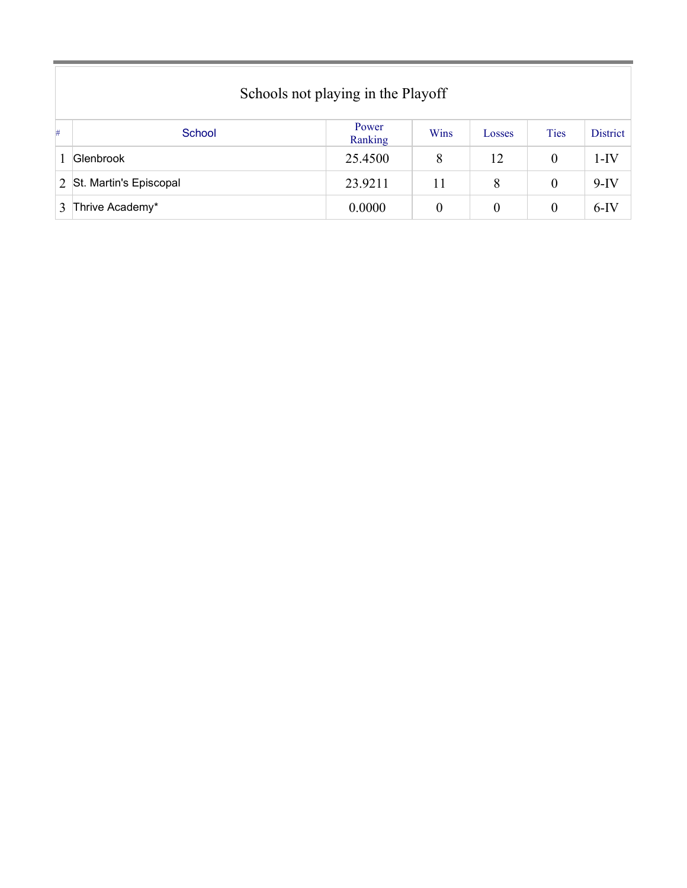## Schools not playing in the Playoff

| # | School | Power Ranking | Wins | Losses | Ties | District |
|---|---|---|---|---|---|---|
| 1 | Glenbrook | 25.4500 | 8 | 12 | 0 | 1-IV |
| 2 | St. Martin's Episcopal | 23.9211 | 11 | 8 | 0 | 9-IV |
| 3 | Thrive Academy* | 0.0000 | 0 | 0 | 0 | 6-IV |